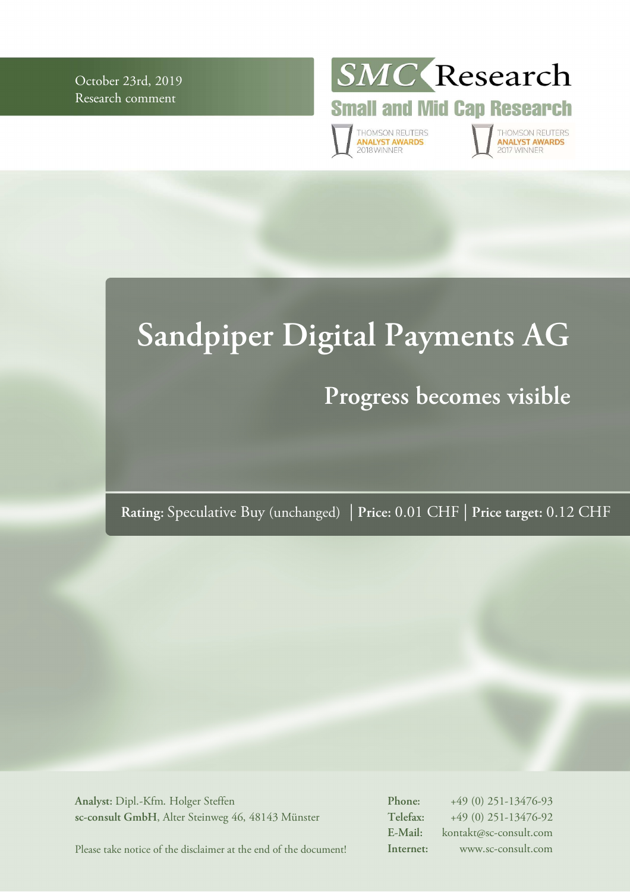October 23rd, 2019
Research comment

SMC Research
Small and Mid Cap Research

THOMSON REUTERS ANALYST AWARDS 2018 WINNER
THOMSON REUTERS ANALYST AWARDS 2017 WINNER

# Sandpiper Digital Payments AG

## Progress becomes visible

**Rating:** Speculative Buy (unchanged) | **Price:** 0.01 CHF | **Price target:** 0.12 CHF

**Analyst:** Dipl.-Kfm. Holger Steffen
**sc-consult GmbH**, Alter Steinweg 46, 48143 Münster

Please take notice of the disclaimer at the end of the document!

**Phone:** +49 (0) 251-13476-93
**Telefax:** +49 (0) 251-13476-92
**E-Mail:** kontakt@sc-consult.com
**Internet:** www.sc-consult.com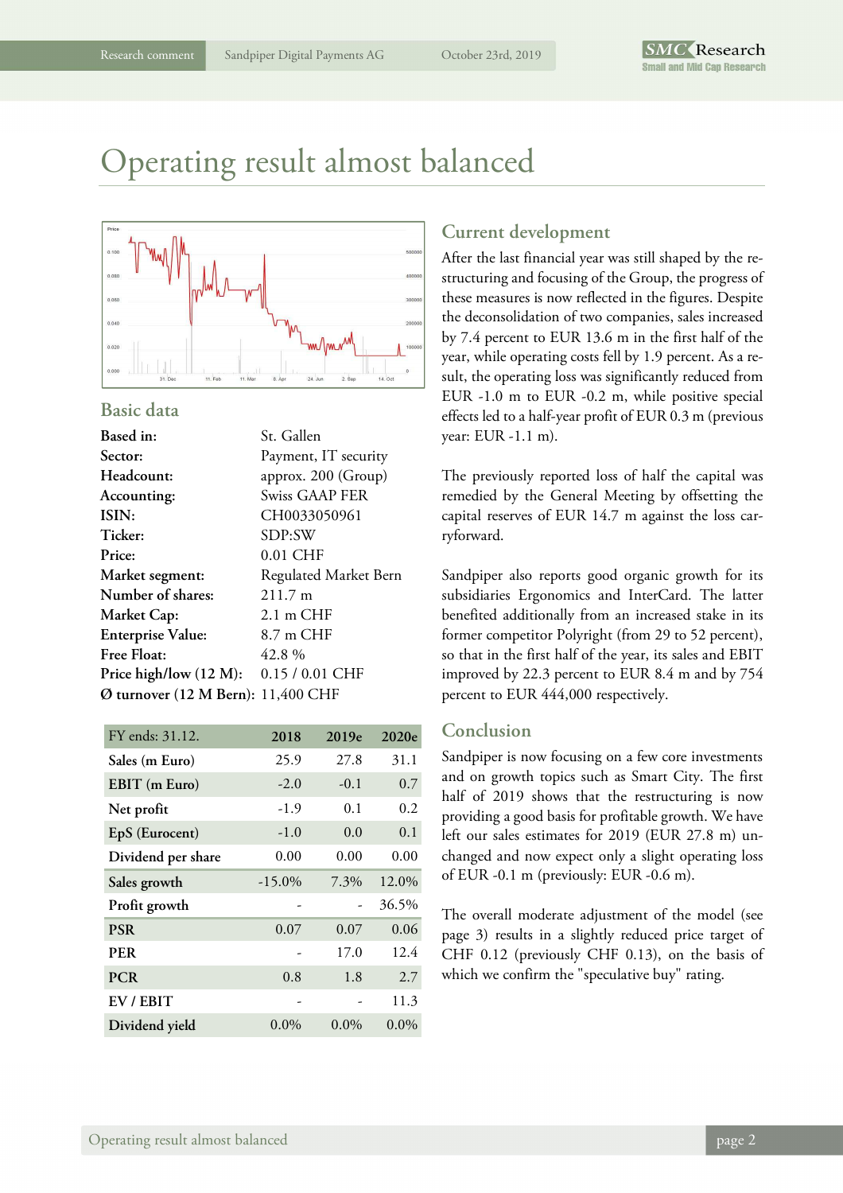# Operating result almost balanced

## Basic data

| | |
|---|---|
| **Based in:** | St. Gallen |
| **Sector:** | Payment, IT security |
| **Headcount:** | approx. 200 (Group) |
| **Accounting:** | Swiss GAAP FER |
| **ISIN:** | CH0033050961 |
| **Ticker:** | SDP:SW |
| **Price:** | 0.01 CHF |
| **Market segment:** | Regulated Market Bern |
| **Number of shares:** | 211.7 m |
| **Market Cap:** | 2.1 m CHF |
| **Enterprise Value:** | 8.7 m CHF |
| **Free Float:** | 42.8 % |
| **Price high/low (12 M):** | 0.15 / 0.01 CHF |
| **Ø turnover (12 M Bern):** | 11,400 CHF |

| FY ends: 31.12. | 2018 | 2019e | 2020e |
|---|---|---|---|
| **Sales (m Euro)** | 25.9 | 27.8 | 31.1 |
| **EBIT (m Euro)** | -2.0 | -0.1 | 0.7 |
| **Net profit** | -1.9 | 0.1 | 0.2 |
| **EpS (Eurocent)** | -1.0 | 0.0 | 0.1 |
| **Dividend per share** | 0.00 | 0.00 | 0.00 |
| **Sales growth** | -15.0% | 7.3% | 12.0% |
| **Profit growth** | - | - | 36.5% |
| **PSR** | 0.07 | 0.07 | 0.06 |
| **PER** | - | 17.0 | 12.4 |
| **PCR** | 0.8 | 1.8 | 2.7 |
| **EV / EBIT** | - | - | 11.3 |
| **Dividend yield** | 0.0% | 0.0% | 0.0% |

## Current development

After the last financial year was still shaped by the restructuring and focusing of the Group, the progress of these measures is now reflected in the figures. Despite the deconsolidation of two companies, sales increased by 7.4 percent to EUR 13.6 m in the first half of the year, while operating costs fell by 1.9 percent. As a result, the operating loss was significantly reduced from EUR -1.0 m to EUR -0.2 m, while positive special effects led to a half-year profit of EUR 0.3 m (previous year: EUR -1.1 m).

The previously reported loss of half the capital was remedied by the General Meeting by offsetting the capital reserves of EUR 14.7 m against the loss carryforward.

Sandpiper also reports good organic growth for its subsidiaries Ergonomics and InterCard. The latter benefited additionally from an increased stake in its former competitor Polyright (from 29 to 52 percent), so that in the first half of the year, its sales and EBIT improved by 22.3 percent to EUR 8.4 m and by 754 percent to EUR 444,000 respectively.

## Conclusion

Sandpiper is now focusing on a few core investments and on growth topics such as Smart City. The first half of 2019 shows that the restructuring is now providing a good basis for profitable growth. We have left our sales estimates for 2019 (EUR 27.8 m) unchanged and now expect only a slight operating loss of EUR -0.1 m (previously: EUR -0.6 m).

The overall moderate adjustment of the model (see page 3) results in a slightly reduced price target of CHF 0.12 (previously CHF 0.13), on the basis of which we confirm the "speculative buy" rating.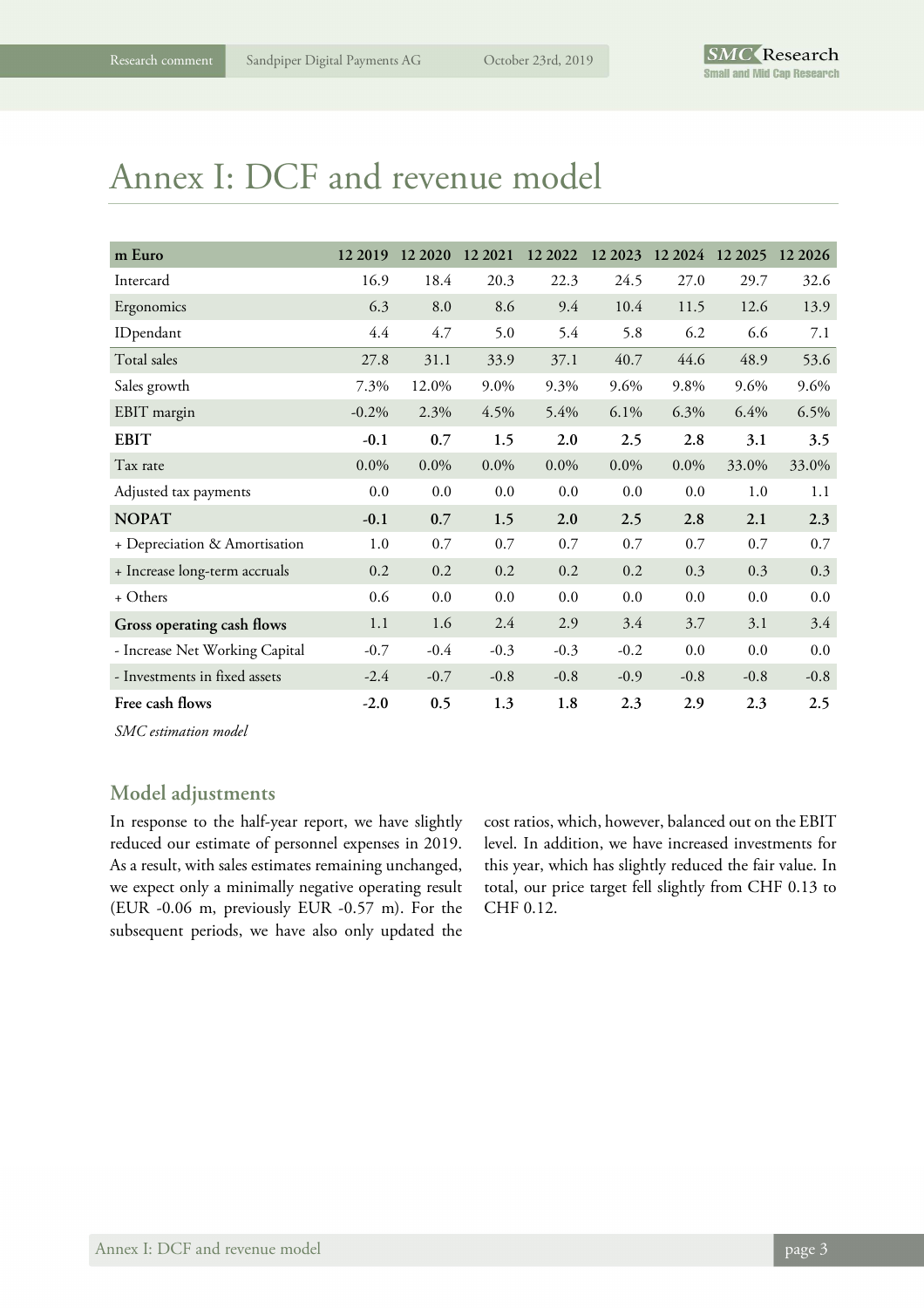# Annex I: DCF and revenue model

| m Euro | 12 2019 | 12 2020 | 12 2021 | 12 2022 | 12 2023 | 12 2024 | 12 2025 | 12 2026 |
|---|---|---|---|---|---|---|---|---|
| Intercard | 16.9 | 18.4 | 20.3 | 22.3 | 24.5 | 27.0 | 29.7 | 32.6 |
| Ergonomics | 6.3 | 8.0 | 8.6 | 9.4 | 10.4 | 11.5 | 12.6 | 13.9 |
| IDpendant | 4.4 | 4.7 | 5.0 | 5.4 | 5.8 | 6.2 | 6.6 | 7.1 |
| Total sales | 27.8 | 31.1 | 33.9 | 37.1 | 40.7 | 44.6 | 48.9 | 53.6 |
| Sales growth | 7.3% | 12.0% | 9.0% | 9.3% | 9.6% | 9.8% | 9.6% | 9.6% |
| EBIT margin | -0.2% | 2.3% | 4.5% | 5.4% | 6.1% | 6.3% | 6.4% | 6.5% |
| **EBIT** | **-0.1** | **0.7** | **1.5** | **2.0** | **2.5** | **2.8** | **3.1** | **3.5** |
| Tax rate | 0.0% | 0.0% | 0.0% | 0.0% | 0.0% | 0.0% | 33.0% | 33.0% |
| Adjusted tax payments | 0.0 | 0.0 | 0.0 | 0.0 | 0.0 | 0.0 | 1.0 | 1.1 |
| **NOPAT** | **-0.1** | **0.7** | **1.5** | **2.0** | **2.5** | **2.8** | **2.1** | **2.3** |
| + Depreciation & Amortisation | 1.0 | 0.7 | 0.7 | 0.7 | 0.7 | 0.7 | 0.7 | 0.7 |
| + Increase long-term accruals | 0.2 | 0.2 | 0.2 | 0.2 | 0.2 | 0.3 | 0.3 | 0.3 |
| + Others | 0.6 | 0.0 | 0.0 | 0.0 | 0.0 | 0.0 | 0.0 | 0.0 |
| **Gross operating cash flows** | 1.1 | 1.6 | 2.4 | 2.9 | 3.4 | 3.7 | 3.1 | 3.4 |
| - Increase Net Working Capital | -0.7 | -0.4 | -0.3 | -0.3 | -0.2 | 0.0 | 0.0 | 0.0 |
| - Investments in fixed assets | -2.4 | -0.7 | -0.8 | -0.8 | -0.9 | -0.8 | -0.8 | -0.8 |
| **Free cash flows** | **-2.0** | **0.5** | **1.3** | **1.8** | **2.3** | **2.9** | **2.3** | **2.5** |

*SMC estimation model*

## Model adjustments

In response to the half-year report, we have slightly reduced our estimate of personnel expenses in 2019. As a result, with sales estimates remaining unchanged, we expect only a minimally negative operating result (EUR -0.06 m, previously EUR -0.57 m). For the subsequent periods, we have also only updated the cost ratios, which, however, balanced out on the EBIT level. In addition, we have increased investments for this year, which has slightly reduced the fair value. In total, our price target fell slightly from CHF 0.13 to CHF 0.12.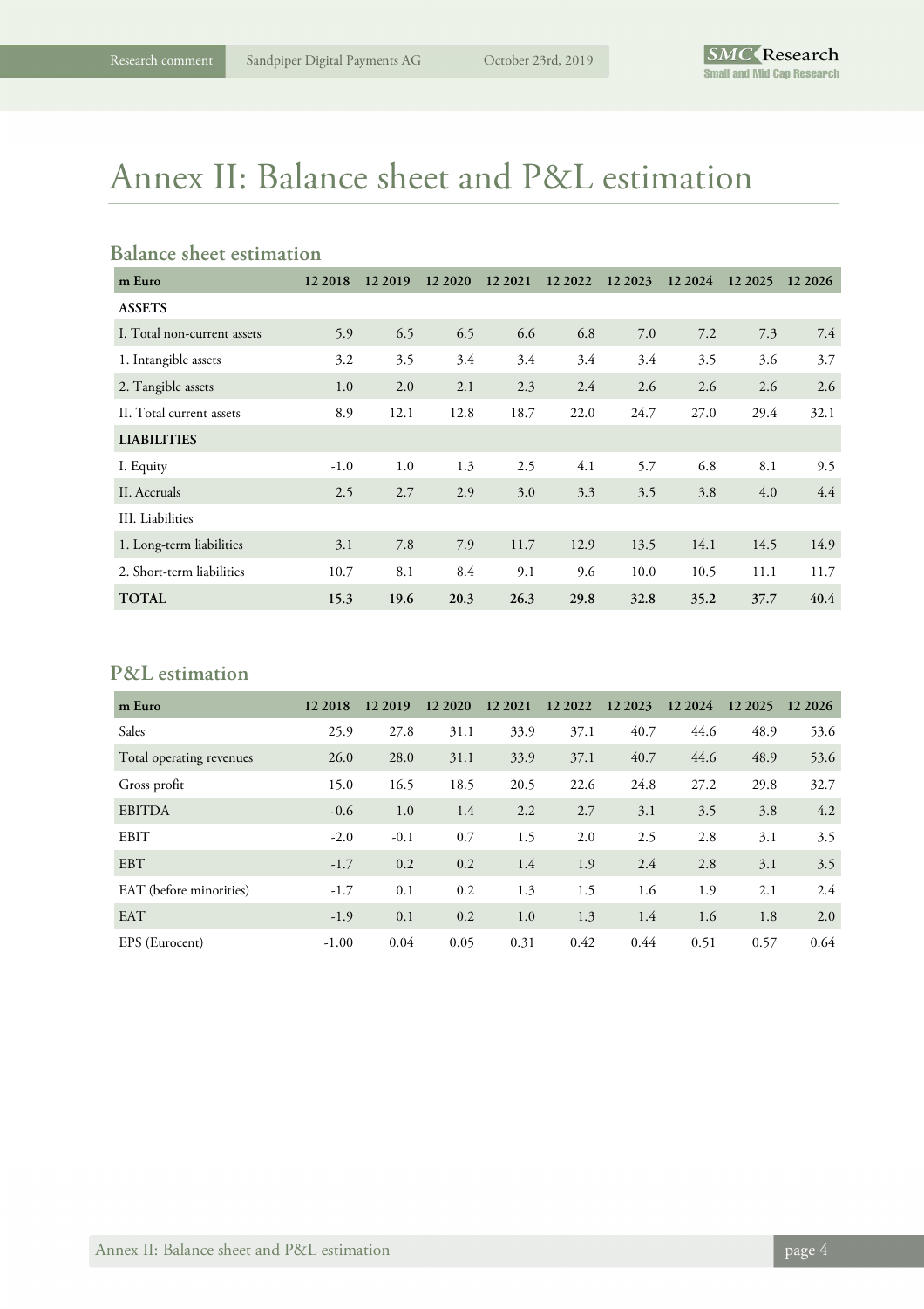# Annex II: Balance sheet and P&L estimation

## Balance sheet estimation

| m Euro | 12 2018 | 12 2019 | 12 2020 | 12 2021 | 12 2022 | 12 2023 | 12 2024 | 12 2025 | 12 2026 |
|---|---|---|---|---|---|---|---|---|---|
| **ASSETS** | | | | | | | | | |
| I. Total non-current assets | 5.9 | 6.5 | 6.5 | 6.6 | 6.8 | 7.0 | 7.2 | 7.3 | 7.4 |
| 1. Intangible assets | 3.2 | 3.5 | 3.4 | 3.4 | 3.4 | 3.4 | 3.5 | 3.6 | 3.7 |
| 2. Tangible assets | 1.0 | 2.0 | 2.1 | 2.3 | 2.4 | 2.6 | 2.6 | 2.6 | 2.6 |
| II. Total current assets | 8.9 | 12.1 | 12.8 | 18.7 | 22.0 | 24.7 | 27.0 | 29.4 | 32.1 |
| **LIABILITIES** | | | | | | | | | |
| I. Equity | -1.0 | 1.0 | 1.3 | 2.5 | 4.1 | 5.7 | 6.8 | 8.1 | 9.5 |
| II. Accruals | 2.5 | 2.7 | 2.9 | 3.0 | 3.3 | 3.5 | 3.8 | 4.0 | 4.4 |
| III. Liabilities | | | | | | | | | |
| 1. Long-term liabilities | 3.1 | 7.8 | 7.9 | 11.7 | 12.9 | 13.5 | 14.1 | 14.5 | 14.9 |
| 2. Short-term liabilities | 10.7 | 8.1 | 8.4 | 9.1 | 9.6 | 10.0 | 10.5 | 11.1 | 11.7 |
| **TOTAL** | **15.3** | **19.6** | **20.3** | **26.3** | **29.8** | **32.8** | **35.2** | **37.7** | **40.4** |

## P&L estimation

| m Euro | 12 2018 | 12 2019 | 12 2020 | 12 2021 | 12 2022 | 12 2023 | 12 2024 | 12 2025 | 12 2026 |
|---|---|---|---|---|---|---|---|---|---|
| Sales | 25.9 | 27.8 | 31.1 | 33.9 | 37.1 | 40.7 | 44.6 | 48.9 | 53.6 |
| Total operating revenues | 26.0 | 28.0 | 31.1 | 33.9 | 37.1 | 40.7 | 44.6 | 48.9 | 53.6 |
| Gross profit | 15.0 | 16.5 | 18.5 | 20.5 | 22.6 | 24.8 | 27.2 | 29.8 | 32.7 |
| EBITDA | -0.6 | 1.0 | 1.4 | 2.2 | 2.7 | 3.1 | 3.5 | 3.8 | 4.2 |
| EBIT | -2.0 | -0.1 | 0.7 | 1.5 | 2.0 | 2.5 | 2.8 | 3.1 | 3.5 |
| EBT | -1.7 | 0.2 | 0.2 | 1.4 | 1.9 | 2.4 | 2.8 | 3.1 | 3.5 |
| EAT (before minorities) | -1.7 | 0.1 | 0.2 | 1.3 | 1.5 | 1.6 | 1.9 | 2.1 | 2.4 |
| EAT | -1.9 | 0.1 | 0.2 | 1.0 | 1.3 | 1.4 | 1.6 | 1.8 | 2.0 |
| EPS (Eurocent) | -1.00 | 0.04 | 0.05 | 0.31 | 0.42 | 0.44 | 0.51 | 0.57 | 0.64 |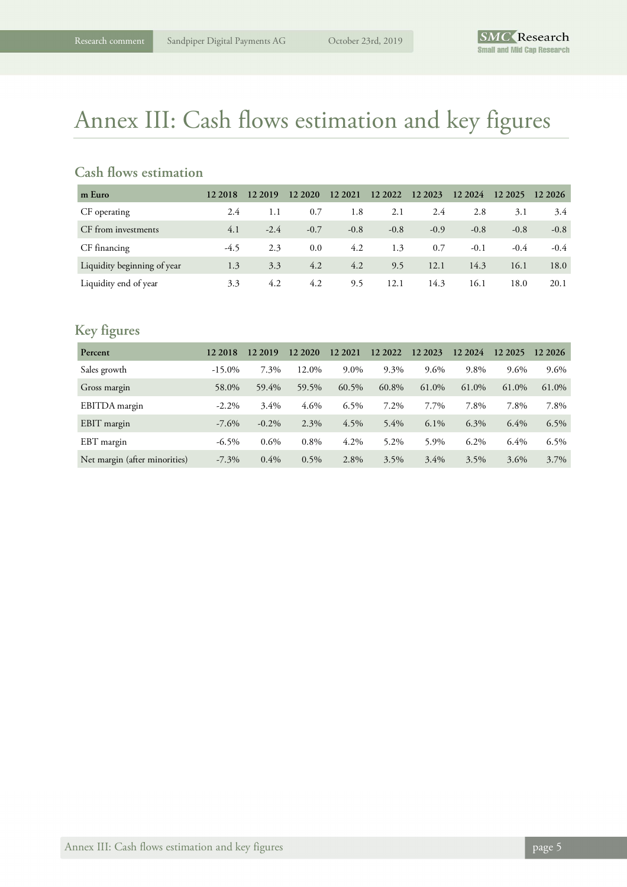# Annex III: Cash flows estimation and key figures

## Cash flows estimation

| m Euro | 12 2018 | 12 2019 | 12 2020 | 12 2021 | 12 2022 | 12 2023 | 12 2024 | 12 2025 | 12 2026 |
|---|---|---|---|---|---|---|---|---|---|
| CF operating | 2.4 | 1.1 | 0.7 | 1.8 | 2.1 | 2.4 | 2.8 | 3.1 | 3.4 |
| CF from investments | 4.1 | -2.4 | -0.7 | -0.8 | -0.8 | -0.9 | -0.8 | -0.8 | -0.8 |
| CF financing | -4.5 | 2.3 | 0.0 | 4.2 | 1.3 | 0.7 | -0.1 | -0.4 | -0.4 |
| Liquidity beginning of year | 1.3 | 3.3 | 4.2 | 4.2 | 9.5 | 12.1 | 14.3 | 16.1 | 18.0 |
| Liquidity end of year | 3.3 | 4.2 | 4.2 | 9.5 | 12.1 | 14.3 | 16.1 | 18.0 | 20.1 |

## Key figures

| Percent | 12 2018 | 12 2019 | 12 2020 | 12 2021 | 12 2022 | 12 2023 | 12 2024 | 12 2025 | 12 2026 |
|---|---|---|---|---|---|---|---|---|---|
| Sales growth | -15.0% | 7.3% | 12.0% | 9.0% | 9.3% | 9.6% | 9.8% | 9.6% | 9.6% |
| Gross margin | 58.0% | 59.4% | 59.5% | 60.5% | 60.8% | 61.0% | 61.0% | 61.0% | 61.0% |
| EBITDA margin | -2.2% | 3.4% | 4.6% | 6.5% | 7.2% | 7.7% | 7.8% | 7.8% | 7.8% |
| EBIT margin | -7.6% | -0.2% | 2.3% | 4.5% | 5.4% | 6.1% | 6.3% | 6.4% | 6.5% |
| EBT margin | -6.5% | 0.6% | 0.8% | 4.2% | 5.2% | 5.9% | 6.2% | 6.4% | 6.5% |
| Net margin (after minorities) | -7.3% | 0.4% | 0.5% | 2.8% | 3.5% | 3.4% | 3.5% | 3.6% | 3.7% |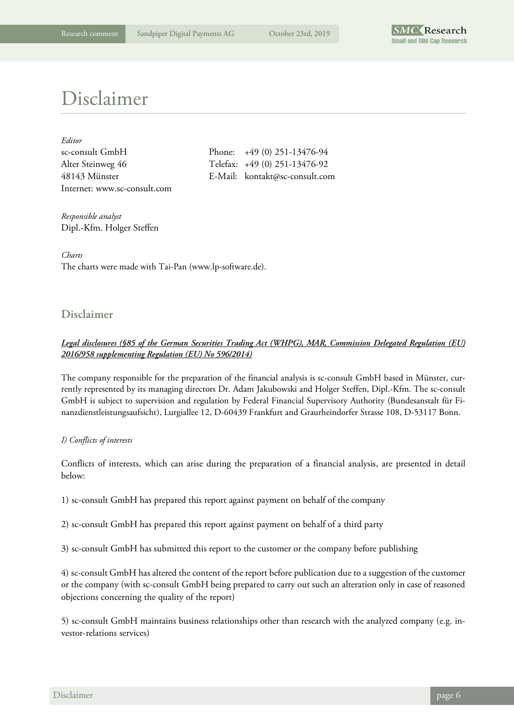# Disclaimer

*Editor*
sc-consult GmbH
Alter Steinweg 46
48143 Münster
Internet: www.sc-consult.com

Phone: +49 (0) 251-13476-94
Telefax: +49 (0) 251-13476-92
E-Mail: kontakt@sc-consult.com

*Responsible analyst*
Dipl.-Kfm. Holger Steffen

*Charts*
The charts were made with Tai-Pan (www.lp-software.de).

## Disclaimer

***Legal disclosures (§85 of the German Securities Trading Act (WHPG), MAR, Commission Delegated Regulation (EU) 2016/958 supplementing Regulation (EU) No 596/2014)***

The company responsible for the preparation of the financial analysis is sc-consult GmbH based in Münster, currently represented by its managing directors Dr. Adam Jakubowski and Holger Steffen, Dipl.-Kfm. The sc-consult GmbH is subject to supervision and regulation by Federal Financial Supervisory Authority (Bundesanstalt für Finanzdienstleistungsaufsicht), Lurgiallee 12, D-60439 Frankfurt and Graurheindorfer Strasse 108, D-53117 Bonn.

*I) Conflicts of interests*

Conflicts of interests, which can arise during the preparation of a financial analysis, are presented in detail below:

1) sc-consult GmbH has prepared this report against payment on behalf of the company

2) sc-consult GmbH has prepared this report against payment on behalf of a third party

3) sc-consult GmbH has submitted this report to the customer or the company before publishing

4) sc-consult GmbH has altered the content of the report before publication due to a suggestion of the customer or the company (with sc-consult GmbH being prepared to carry out such an alteration only in case of reasoned objections concerning the quality of the report)

5) sc-consult GmbH maintains business relationships other than research with the analyzed company (e.g. investor-relations services)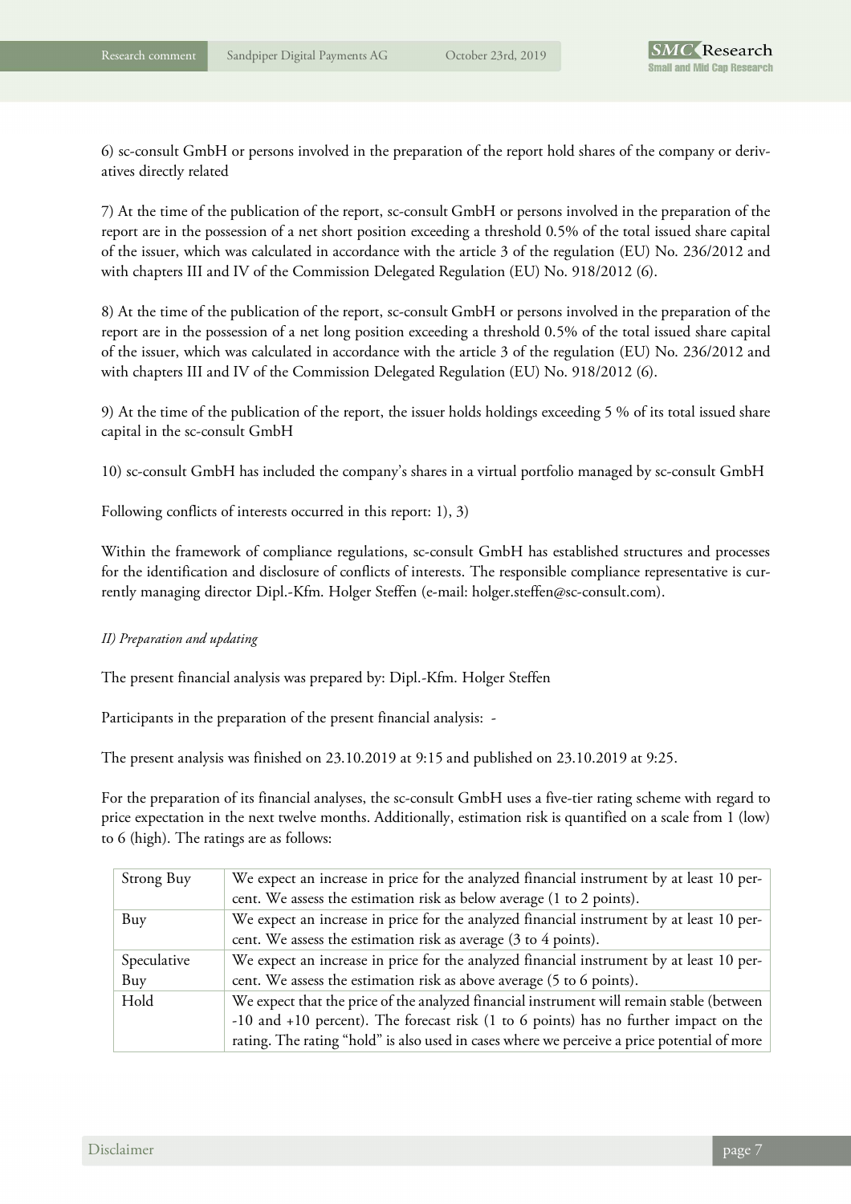6) sc-consult GmbH or persons involved in the preparation of the report hold shares of the company or derivatives directly related

7) At the time of the publication of the report, sc-consult GmbH or persons involved in the preparation of the report are in the possession of a net short position exceeding a threshold 0.5% of the total issued share capital of the issuer, which was calculated in accordance with the article 3 of the regulation (EU) No. 236/2012 and with chapters III and IV of the Commission Delegated Regulation (EU) No. 918/2012 (6).

8) At the time of the publication of the report, sc-consult GmbH or persons involved in the preparation of the report are in the possession of a net long position exceeding a threshold 0.5% of the total issued share capital of the issuer, which was calculated in accordance with the article 3 of the regulation (EU) No. 236/2012 and with chapters III and IV of the Commission Delegated Regulation (EU) No. 918/2012 (6).

9) At the time of the publication of the report, the issuer holds holdings exceeding 5 % of its total issued share capital in the sc-consult GmbH

10) sc-consult GmbH has included the company's shares in a virtual portfolio managed by sc-consult GmbH

Following conflicts of interests occurred in this report: 1), 3)

Within the framework of compliance regulations, sc-consult GmbH has established structures and processes for the identification and disclosure of conflicts of interests. The responsible compliance representative is currently managing director Dipl.-Kfm. Holger Steffen (e-mail: holger.steffen@sc-consult.com).

*II) Preparation and updating*

The present financial analysis was prepared by: Dipl.-Kfm. Holger Steffen

Participants in the preparation of the present financial analysis: -

The present analysis was finished on 23.10.2019 at 9:15 and published on 23.10.2019 at 9:25.

For the preparation of its financial analyses, the sc-consult GmbH uses a five-tier rating scheme with regard to price expectation in the next twelve months. Additionally, estimation risk is quantified on a scale from 1 (low) to 6 (high). The ratings are as follows:

| | |
|---|---|
| Strong Buy | We expect an increase in price for the analyzed financial instrument by at least 10 percent. We assess the estimation risk as below average (1 to 2 points). |
| Buy | We expect an increase in price for the analyzed financial instrument by at least 10 percent. We assess the estimation risk as average (3 to 4 points). |
| Speculative Buy | We expect an increase in price for the analyzed financial instrument by at least 10 percent. We assess the estimation risk as above average (5 to 6 points). |
| Hold | We expect that the price of the analyzed financial instrument will remain stable (between -10 and +10 percent). The forecast risk (1 to 6 points) has no further impact on the rating. The rating "hold" is also used in cases where we perceive a price potential of more |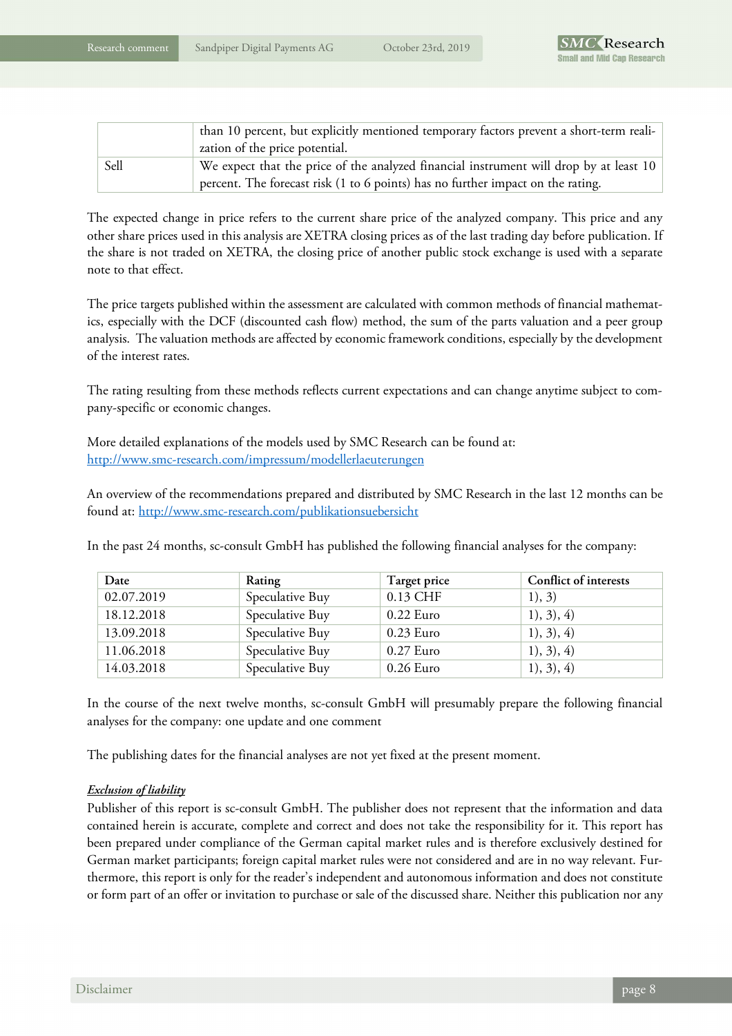| | |
|---|---|
| | than 10 percent, but explicitly mentioned temporary factors prevent a short-term realization of the price potential. |
| Sell | We expect that the price of the analyzed financial instrument will drop by at least 10 percent. The forecast risk (1 to 6 points) has no further impact on the rating. |

The expected change in price refers to the current share price of the analyzed company. This price and any other share prices used in this analysis are XETRA closing prices as of the last trading day before publication. If the share is not traded on XETRA, the closing price of another public stock exchange is used with a separate note to that effect.

The price targets published within the assessment are calculated with common methods of financial mathematics, especially with the DCF (discounted cash flow) method, the sum of the parts valuation and a peer group analysis. The valuation methods are affected by economic framework conditions, especially by the development of the interest rates.

The rating resulting from these methods reflects current expectations and can change anytime subject to company-specific or economic changes.

More detailed explanations of the models used by SMC Research can be found at:
http://www.smc-research.com/impressum/modellerlaeuterungen

An overview of the recommendations prepared and distributed by SMC Research in the last 12 months can be found at: http://www.smc-research.com/publikationsuebersicht

In the past 24 months, sc-consult GmbH has published the following financial analyses for the company:

| Date | Rating | Target price | Conflict of interests |
|---|---|---|---|
| 02.07.2019 | Speculative Buy | 0.13 CHF | 1), 3) |
| 18.12.2018 | Speculative Buy | 0.22 Euro | 1), 3), 4) |
| 13.09.2018 | Speculative Buy | 0.23 Euro | 1), 3), 4) |
| 11.06.2018 | Speculative Buy | 0.27 Euro | 1), 3), 4) |
| 14.03.2018 | Speculative Buy | 0.26 Euro | 1), 3), 4) |

In the course of the next twelve months, sc-consult GmbH will presumably prepare the following financial analyses for the company: one update and one comment

The publishing dates for the financial analyses are not yet fixed at the present moment.

***Exclusion of liability***

Publisher of this report is sc-consult GmbH. The publisher does not represent that the information and data contained herein is accurate, complete and correct and does not take the responsibility for it. This report has been prepared under compliance of the German capital market rules and is therefore exclusively destined for German market participants; foreign capital market rules were not considered and are in no way relevant. Furthermore, this report is only for the reader's independent and autonomous information and does not constitute or form part of an offer or invitation to purchase or sale of the discussed share. Neither this publication nor any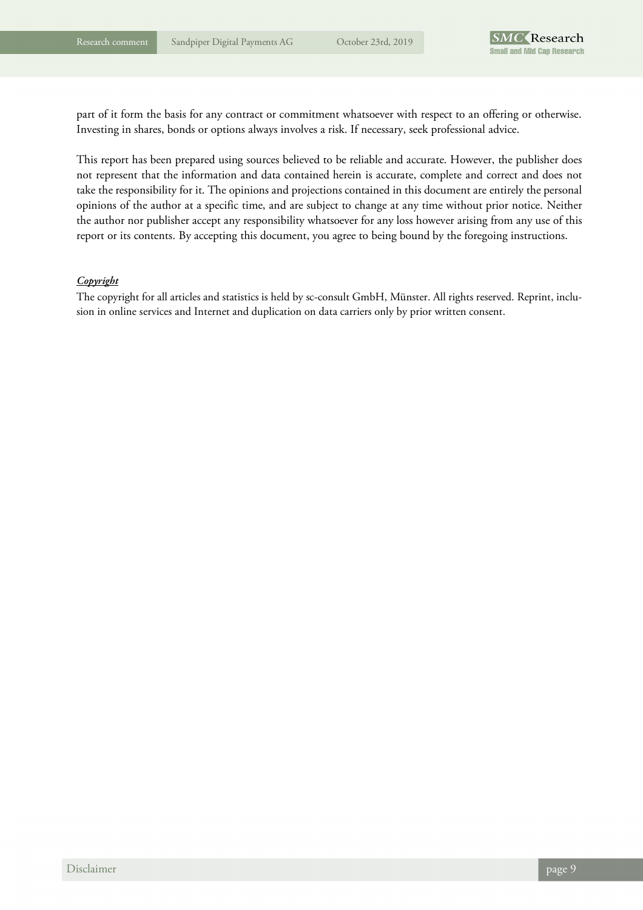part of it form the basis for any contract or commitment whatsoever with respect to an offering or otherwise. Investing in shares, bonds or options always involves a risk. If necessary, seek professional advice.

This report has been prepared using sources believed to be reliable and accurate. However, the publisher does not represent that the information and data contained herein is accurate, complete and correct and does not take the responsibility for it. The opinions and projections contained in this document are entirely the personal opinions of the author at a specific time, and are subject to change at any time without prior notice. Neither the author nor publisher accept any responsibility whatsoever for any loss however arising from any use of this report or its contents. By accepting this document, you agree to being bound by the foregoing instructions.

***Copyright***

The copyright for all articles and statistics is held by sc-consult GmbH, Münster. All rights reserved. Reprint, inclusion in online services and Internet and duplication on data carriers only by prior written consent.